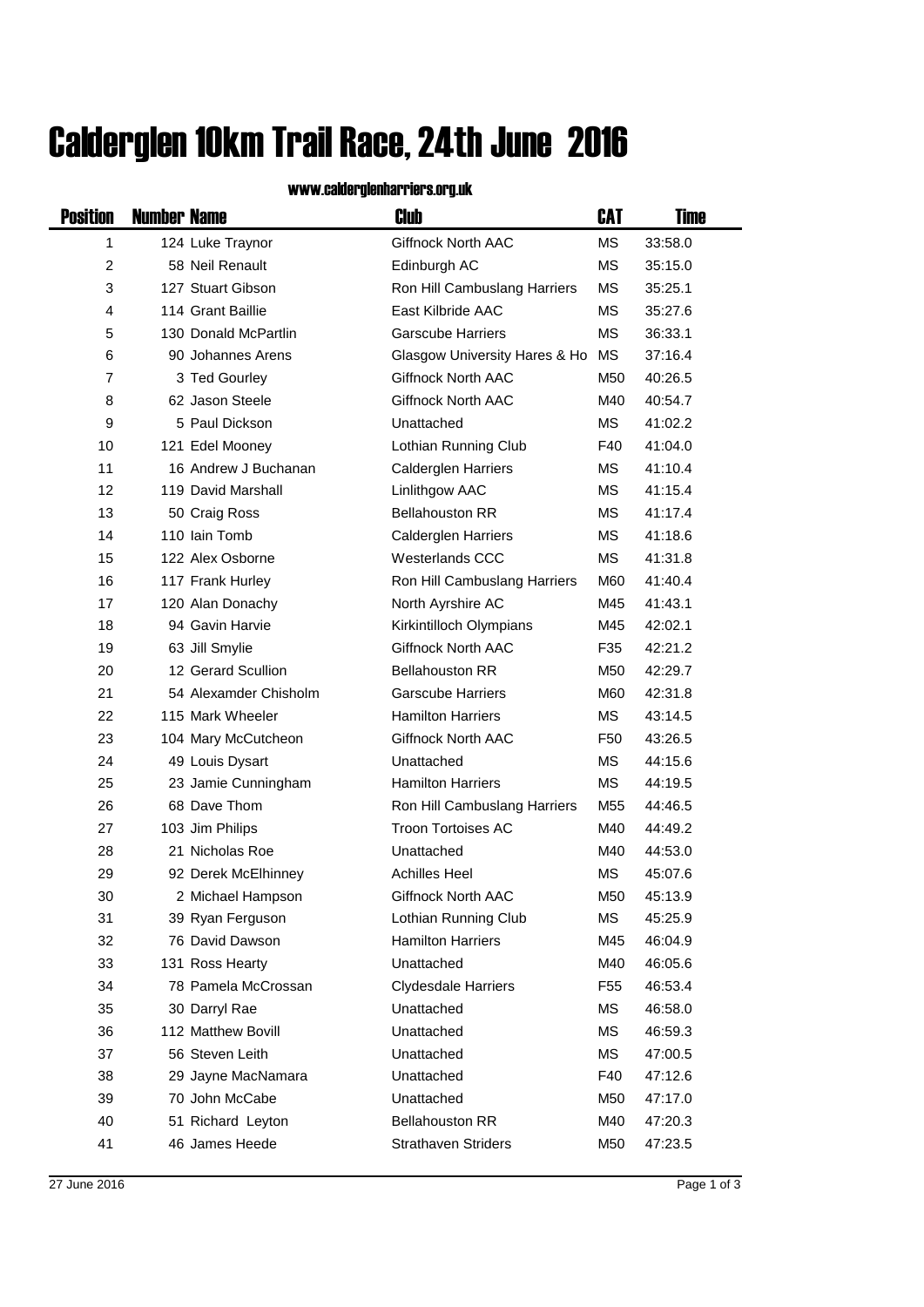# Calderglen 10km Trail Race, 24th June 2016

www.calderglenharriers.org.uk

| Position | Number | Name | Club | CAT | Time |
|---|---|---|---|---|---|
| 1 | 124 | Luke Traynor | Giffnock North AAC | MS | 33:58.0 |
| 2 | 58 | Neil Renault | Edinburgh AC | MS | 35:15.0 |
| 3 | 127 | Stuart Gibson | Ron Hill Cambuslang Harriers | MS | 35:25.1 |
| 4 | 114 | Grant Baillie | East Kilbride AAC | MS | 35:27.6 |
| 5 | 130 | Donald McPartlin | Garscube Harriers | MS | 36:33.1 |
| 6 | 90 | Johannes Arens | Glasgow University Hares & Ho | MS | 37:16.4 |
| 7 | 3 | Ted Gourley | Giffnock North AAC | M50 | 40:26.5 |
| 8 | 62 | Jason Steele | Giffnock North AAC | M40 | 40:54.7 |
| 9 | 5 | Paul Dickson | Unattached | MS | 41:02.2 |
| 10 | 121 | Edel Mooney | Lothian Running Club | F40 | 41:04.0 |
| 11 | 16 | Andrew J Buchanan | Calderglen Harriers | MS | 41:10.4 |
| 12 | 119 | David Marshall | Linlithgow AAC | MS | 41:15.4 |
| 13 | 50 | Craig Ross | Bellahouston RR | MS | 41:17.4 |
| 14 | 110 | Iain Tomb | Calderglen Harriers | MS | 41:18.6 |
| 15 | 122 | Alex Osborne | Westerlands CCC | MS | 41:31.8 |
| 16 | 117 | Frank Hurley | Ron Hill Cambuslang Harriers | M60 | 41:40.4 |
| 17 | 120 | Alan Donachy | North Ayrshire AC | M45 | 41:43.1 |
| 18 | 94 | Gavin Harvie | Kirkintilloch Olympians | M45 | 42:02.1 |
| 19 | 63 | Jill Smylie | Giffnock North AAC | F35 | 42:21.2 |
| 20 | 12 | Gerard Scullion | Bellahouston RR | M50 | 42:29.7 |
| 21 | 54 | Alexamder Chisholm | Garscube Harriers | M60 | 42:31.8 |
| 22 | 115 | Mark Wheeler | Hamilton Harriers | MS | 43:14.5 |
| 23 | 104 | Mary McCutcheon | Giffnock North AAC | F50 | 43:26.5 |
| 24 | 49 | Louis Dysart | Unattached | MS | 44:15.6 |
| 25 | 23 | Jamie Cunningham | Hamilton Harriers | MS | 44:19.5 |
| 26 | 68 | Dave Thom | Ron Hill Cambuslang Harriers | M55 | 44:46.5 |
| 27 | 103 | Jim Philips | Troon Tortoises AC | M40 | 44:49.2 |
| 28 | 21 | Nicholas Roe | Unattached | M40 | 44:53.0 |
| 29 | 92 | Derek McElhinney | Achilles Heel | MS | 45:07.6 |
| 30 | 2 | Michael Hampson | Giffnock North AAC | M50 | 45:13.9 |
| 31 | 39 | Ryan Ferguson | Lothian Running Club | MS | 45:25.9 |
| 32 | 76 | David Dawson | Hamilton Harriers | M45 | 46:04.9 |
| 33 | 131 | Ross Hearty | Unattached | M40 | 46:05.6 |
| 34 | 78 | Pamela McCrossan | Clydesdale Harriers | F55 | 46:53.4 |
| 35 | 30 | Darryl Rae | Unattached | MS | 46:58.0 |
| 36 | 112 | Matthew Bovill | Unattached | MS | 46:59.3 |
| 37 | 56 | Steven Leith | Unattached | MS | 47:00.5 |
| 38 | 29 | Jayne MacNamara | Unattached | F40 | 47:12.6 |
| 39 | 70 | John McCabe | Unattached | M50 | 47:17.0 |
| 40 | 51 | Richard Leyton | Bellahouston RR | M40 | 47:20.3 |
| 41 | 46 | James Heede | Strathaven Striders | M50 | 47:23.5 |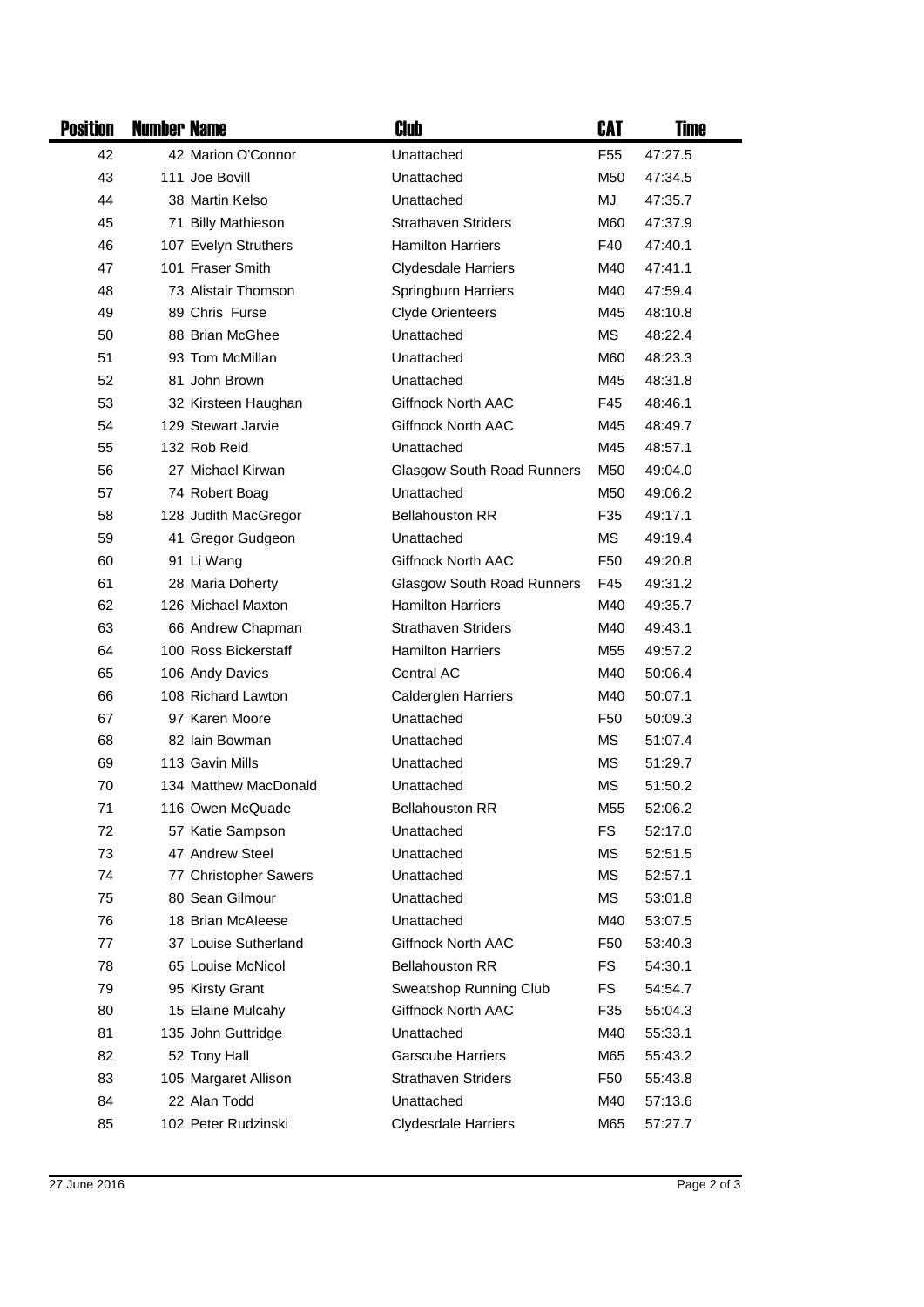| Position | Number | Name | Club | CAT | Time |
|---|---|---|---|---|---|
| 42 | 42 | Marion O'Connor | Unattached | F55 | 47:27.5 |
| 43 | 111 | Joe Bovill | Unattached | M50 | 47:34.5 |
| 44 | 38 | Martin Kelso | Unattached | MJ | 47:35.7 |
| 45 | 71 | Billy Mathieson | Strathaven Striders | M60 | 47:37.9 |
| 46 | 107 | Evelyn Struthers | Hamilton Harriers | F40 | 47:40.1 |
| 47 | 101 | Fraser Smith | Clydesdale Harriers | M40 | 47:41.1 |
| 48 | 73 | Alistair Thomson | Springburn Harriers | M40 | 47:59.4 |
| 49 | 89 | Chris Furse | Clyde Orienteers | M45 | 48:10.8 |
| 50 | 88 | Brian McGhee | Unattached | MS | 48:22.4 |
| 51 | 93 | Tom McMillan | Unattached | M60 | 48:23.3 |
| 52 | 81 | John Brown | Unattached | M45 | 48:31.8 |
| 53 | 32 | Kirsteen Haughan | Giffnock North AAC | F45 | 48:46.1 |
| 54 | 129 | Stewart Jarvie | Giffnock North AAC | M45 | 48:49.7 |
| 55 | 132 | Rob Reid | Unattached | M45 | 48:57.1 |
| 56 | 27 | Michael Kirwan | Glasgow South Road Runners | M50 | 49:04.0 |
| 57 | 74 | Robert Boag | Unattached | M50 | 49:06.2 |
| 58 | 128 | Judith MacGregor | Bellahouston RR | F35 | 49:17.1 |
| 59 | 41 | Gregor Gudgeon | Unattached | MS | 49:19.4 |
| 60 | 91 | Li Wang | Giffnock North AAC | F50 | 49:20.8 |
| 61 | 28 | Maria Doherty | Glasgow South Road Runners | F45 | 49:31.2 |
| 62 | 126 | Michael Maxton | Hamilton Harriers | M40 | 49:35.7 |
| 63 | 66 | Andrew Chapman | Strathaven Striders | M40 | 49:43.1 |
| 64 | 100 | Ross Bickerstaff | Hamilton Harriers | M55 | 49:57.2 |
| 65 | 106 | Andy Davies | Central AC | M40 | 50:06.4 |
| 66 | 108 | Richard Lawton | Calderglen Harriers | M40 | 50:07.1 |
| 67 | 97 | Karen Moore | Unattached | F50 | 50:09.3 |
| 68 | 82 | Iain Bowman | Unattached | MS | 51:07.4 |
| 69 | 113 | Gavin Mills | Unattached | MS | 51:29.7 |
| 70 | 134 | Matthew MacDonald | Unattached | MS | 51:50.2 |
| 71 | 116 | Owen McQuade | Bellahouston RR | M55 | 52:06.2 |
| 72 | 57 | Katie Sampson | Unattached | FS | 52:17.0 |
| 73 | 47 | Andrew Steel | Unattached | MS | 52:51.5 |
| 74 | 77 | Christopher Sawers | Unattached | MS | 52:57.1 |
| 75 | 80 | Sean Gilmour | Unattached | MS | 53:01.8 |
| 76 | 18 | Brian McAleese | Unattached | M40 | 53:07.5 |
| 77 | 37 | Louise Sutherland | Giffnock North AAC | F50 | 53:40.3 |
| 78 | 65 | Louise McNicol | Bellahouston RR | FS | 54:30.1 |
| 79 | 95 | Kirsty Grant | Sweatshop Running Club | FS | 54:54.7 |
| 80 | 15 | Elaine Mulcahy | Giffnock North AAC | F35 | 55:04.3 |
| 81 | 135 | John Guttridge | Unattached | M40 | 55:33.1 |
| 82 | 52 | Tony Hall | Garscube Harriers | M65 | 55:43.2 |
| 83 | 105 | Margaret Allison | Strathaven Striders | F50 | 55:43.8 |
| 84 | 22 | Alan Todd | Unattached | M40 | 57:13.6 |
| 85 | 102 | Peter Rudzinski | Clydesdale Harriers | M65 | 57:27.7 |

27 June 2016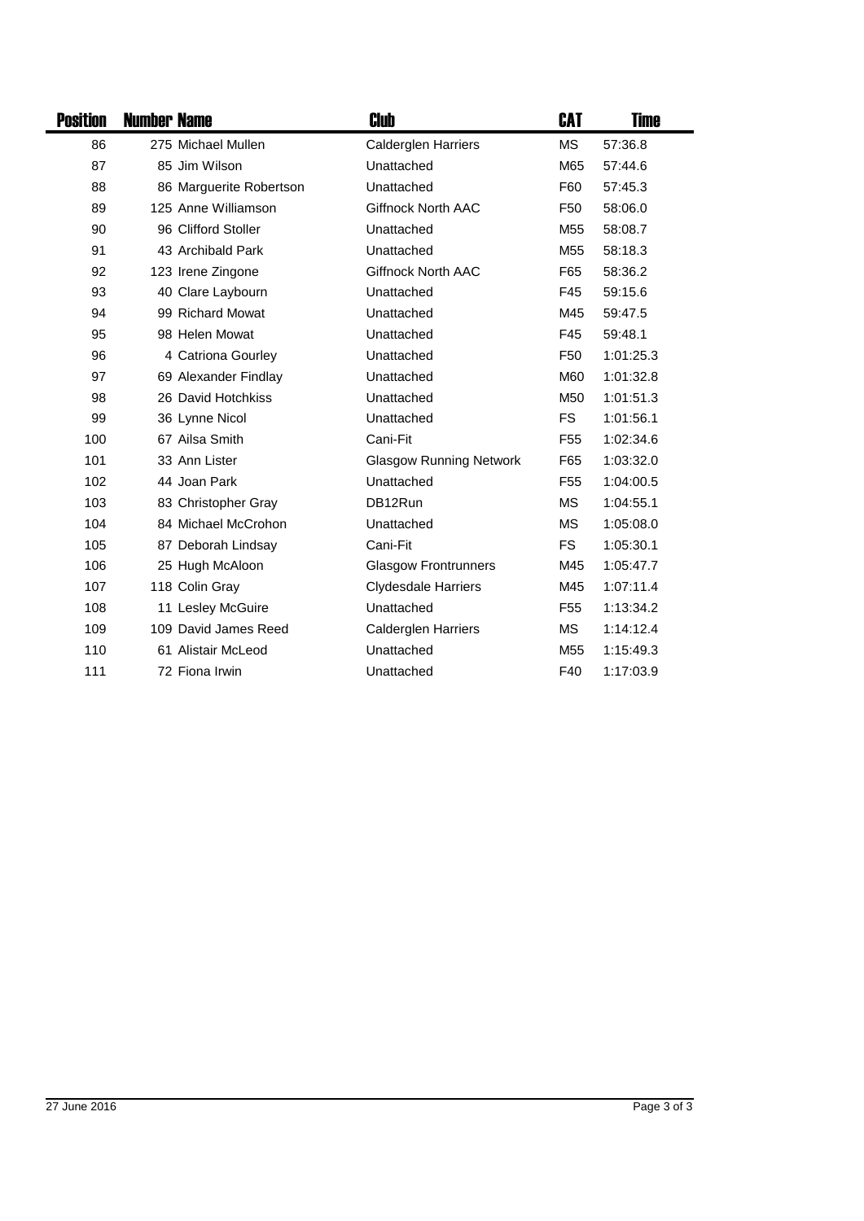| Position | Number | Name | Club | CAT | Time |
|---|---|---|---|---|---|
| 86 | 275 | Michael Mullen | Calderglen Harriers | MS | 57:36.8 |
| 87 | 85 | Jim Wilson | Unattached | M65 | 57:44.6 |
| 88 | 86 | Marguerite Robertson | Unattached | F60 | 57:45.3 |
| 89 | 125 | Anne Williamson | Giffnock North AAC | F50 | 58:06.0 |
| 90 | 96 | Clifford Stoller | Unattached | M55 | 58:08.7 |
| 91 | 43 | Archibald Park | Unattached | M55 | 58:18.3 |
| 92 | 123 | Irene Zingone | Giffnock North AAC | F65 | 58:36.2 |
| 93 | 40 | Clare Laybourn | Unattached | F45 | 59:15.6 |
| 94 | 99 | Richard Mowat | Unattached | M45 | 59:47.5 |
| 95 | 98 | Helen Mowat | Unattached | F45 | 59:48.1 |
| 96 | 4 | Catriona Gourley | Unattached | F50 | 1:01:25.3 |
| 97 | 69 | Alexander Findlay | Unattached | M60 | 1:01:32.8 |
| 98 | 26 | David Hotchkiss | Unattached | M50 | 1:01:51.3 |
| 99 | 36 | Lynne Nicol | Unattached | FS | 1:01:56.1 |
| 100 | 67 | Ailsa Smith | Cani-Fit | F55 | 1:02:34.6 |
| 101 | 33 | Ann Lister | Glasgow Running Network | F65 | 1:03:32.0 |
| 102 | 44 | Joan Park | Unattached | F55 | 1:04:00.5 |
| 103 | 83 | Christopher Gray | DB12Run | MS | 1:04:55.1 |
| 104 | 84 | Michael McCrohon | Unattached | MS | 1:05:08.0 |
| 105 | 87 | Deborah Lindsay | Cani-Fit | FS | 1:05:30.1 |
| 106 | 25 | Hugh McAloon | Glasgow Frontrunners | M45 | 1:05:47.7 |
| 107 | 118 | Colin Gray | Clydesdale Harriers | M45 | 1:07:11.4 |
| 108 | 11 | Lesley McGuire | Unattached | F55 | 1:13:34.2 |
| 109 | 109 | David James Reed | Calderglen Harriers | MS | 1:14:12.4 |
| 110 | 61 | Alistair McLeod | Unattached | M55 | 1:15:49.3 |
| 111 | 72 | Fiona Irwin | Unattached | F40 | 1:17:03.9 |

27 June 2016